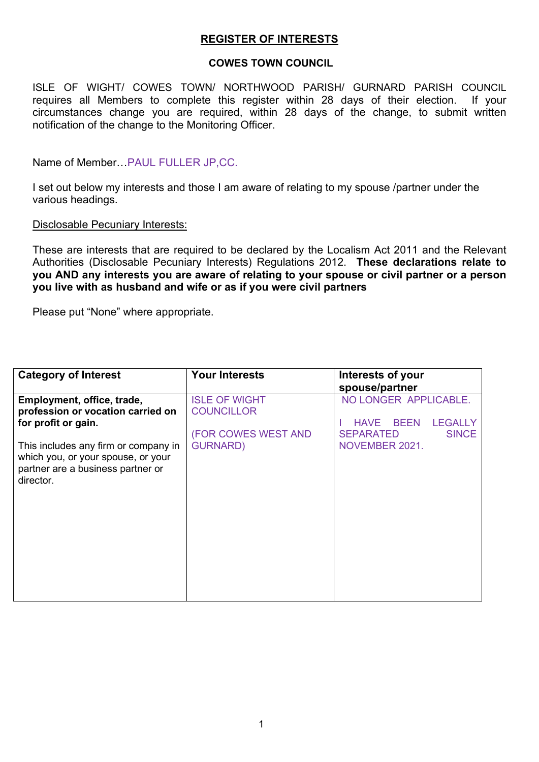## REGISTER OF INTERESTS

### COWES TOWN COUNCIL

ISLE OF WIGHT/ COWES TOWN/ NORTHWOOD PARISH/ GURNARD PARISH COUNCIL requires all Members to complete this register within 28 days of their election. If your circumstances change you are required, within 28 days of the change, to submit written notification of the change to the Monitoring Officer.

Name of Member…PAUL FULLER JP,CC.

I set out below my interests and those I am aware of relating to my spouse /partner under the various headings.

Disclosable Pecuniary Interests:

These are interests that are required to be declared by the Localism Act 2011 and the Relevant Authorities (Disclosable Pecuniary Interests) Regulations 2012. **These declarations relate to you AND any interests you are aware of relating to your spouse or civil partner or a person you live with as husband and wife or as if you were civil partners**

Please put "None" where appropriate.

| Category of Interest | Your Interests | Interests of your spouse/partner |
|---|---|---|
| **Employment, office, trade, profession or vocation carried on for profit or gain.**<br><br>This includes any firm or company in which you, or your spouse, or your partner are a business partner or director. | ISLE OF WIGHT COUNCILLOR<br><br>(FOR COWES WEST AND GURNARD) | NO LONGER APPLICABLE.<br><br>I HAVE BEEN LEGALLY SEPARATED SINCE NOVEMBER 2021. |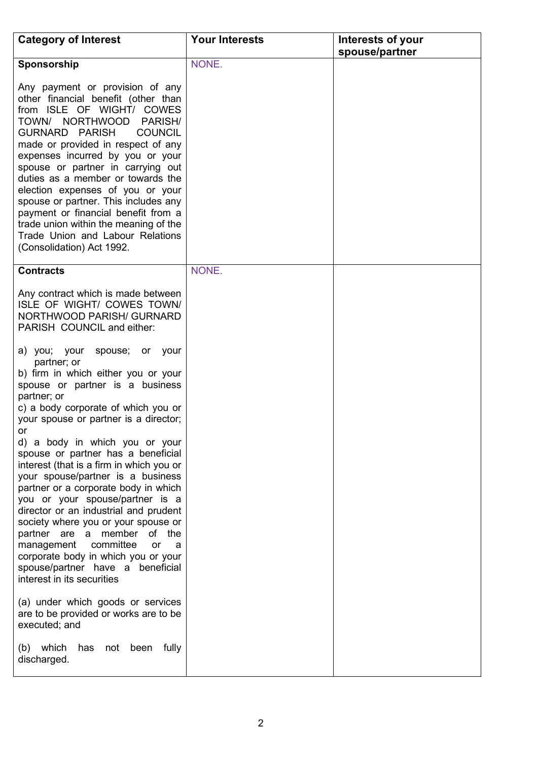| Category of Interest | Your Interests | Interests of your spouse/partner |
|---|---|---|
| **Sponsorship**<br><br>Any payment or provision of any other financial benefit (other than from ISLE OF WIGHT/ COWES TOWN/ NORTHWOOD PARISH/ GURNARD PARISH COUNCIL made or provided in respect of any expenses incurred by you or your spouse or partner in carrying out duties as a member or towards the election expenses of you or your spouse or partner. This includes any payment or financial benefit from a trade union within the meaning of the Trade Union and Labour Relations (Consolidation) Act 1992. | NONE. | |
| **Contracts**<br><br>Any contract which is made between ISLE OF WIGHT/ COWES TOWN/ NORTHWOOD PARISH/ GURNARD PARISH COUNCIL and either:<br><br>a) you; your spouse; or your partner; or<br>b) firm in which either you or your spouse or partner is a business partner; or<br>c) a body corporate of which you or your spouse or partner is a director; or<br>d) a body in which you or your spouse or partner has a beneficial interest (that is a firm in which you or your spouse/partner is a business partner or a corporate body in which you or your spouse/partner is a director or an industrial and prudent society where you or your spouse or partner are a member of the management committee or a corporate body in which you or your spouse/partner have a beneficial interest in its securities<br><br>(a) under which goods or services are to be provided or works are to be executed; and<br><br>(b) which has not been fully discharged. | NONE. | |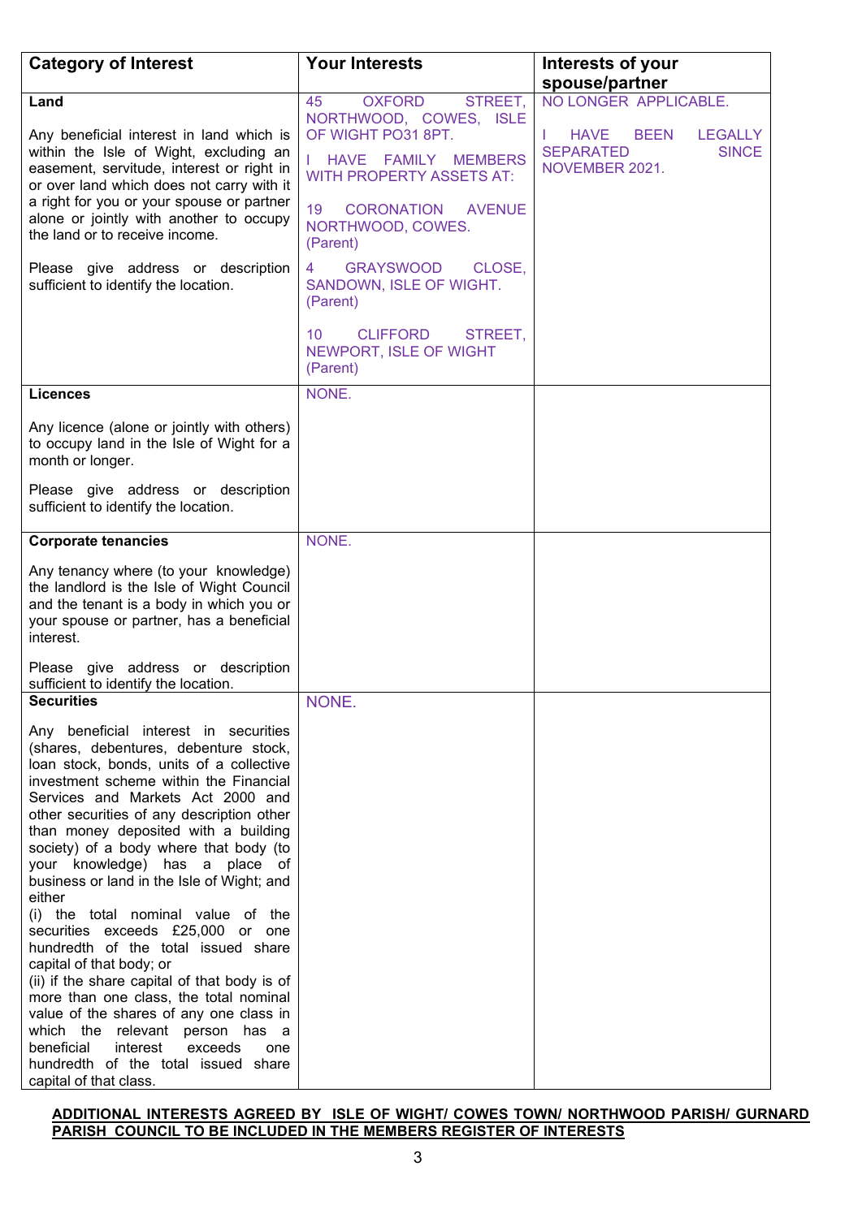| Category of Interest | Your Interests | Interests of your spouse/partner |
|---|---|---|
| **Land**<br><br>Any beneficial interest in land which is within the Isle of Wight, excluding an easement, servitude, interest or right in or over land which does not carry with it a right for you or your spouse or partner alone or jointly with another to occupy the land or to receive income.<br><br>Please give address or description sufficient to identify the location. | 45 OXFORD STREET, NORTHWOOD, COWES, ISLE OF WIGHT PO31 8PT.<br><br>I HAVE FAMILY MEMBERS WITH PROPERTY ASSETS AT:<br><br>19 CORONATION AVENUE NORTHWOOD, COWES. (Parent)<br><br>4 GRAYSWOOD CLOSE, SANDOWN, ISLE OF WIGHT. (Parent)<br><br>10 CLIFFORD STREET, NEWPORT, ISLE OF WIGHT (Parent) | NO LONGER APPLICABLE.<br><br>I HAVE BEEN LEGALLY SEPARATED SINCE NOVEMBER 2021. |
| **Licences**<br><br>Any licence (alone or jointly with others) to occupy land in the Isle of Wight for a month or longer.<br><br>Please give address or description sufficient to identify the location. | NONE. | |
| **Corporate tenancies**<br><br>Any tenancy where (to your knowledge) the landlord is the Isle of Wight Council and the tenant is a body in which you or your spouse or partner, has a beneficial interest.<br><br>Please give address or description sufficient to identify the location. | NONE. | |
| **Securities**<br><br>Any beneficial interest in securities (shares, debentures, debenture stock, loan stock, bonds, units of a collective investment scheme within the Financial Services and Markets Act 2000 and other securities of any description other than money deposited with a building society) of a body where that body (to your knowledge) has a place of business or land in the Isle of Wight; and either<br>(i) the total nominal value of the securities exceeds £25,000 or one hundredth of the total issued share capital of that body; or<br>(ii) if the share capital of that body is of more than one class, the total nominal value of the shares of any one class in which the relevant person has a beneficial interest exceeds one hundredth of the total issued share capital of that class. | NONE. | |

**<u>ADDITIONAL INTERESTS AGREED BY ISLE OF WIGHT/ COWES TOWN/ NORTHWOOD PARISH/ GURNARD PARISH COUNCIL TO BE INCLUDED IN THE MEMBERS REGISTER OF INTERESTS</u>**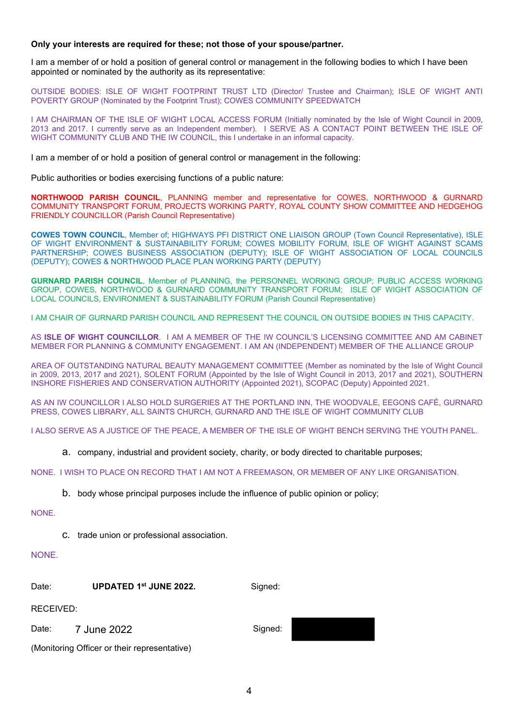**Only your interests are required for these; not those of your spouse/partner.**

I am a member of or hold a position of general control or management in the following bodies to which I have been appointed or nominated by the authority as its representative:

OUTSIDE BODIES: ISLE OF WIGHT FOOTPRINT TRUST LTD (Director/ Trustee and Chairman); ISLE OF WIGHT ANTI POVERTY GROUP (Nominated by the Footprint Trust); COWES COMMUNITY SPEEDWATCH

I AM CHAIRMAN OF THE ISLE OF WIGHT LOCAL ACCESS FORUM (Initially nominated by the Isle of Wight Council in 2009, 2013 and 2017. I currently serve as an Independent member). I SERVE AS A CONTACT POINT BETWEEN THE ISLE OF WIGHT COMMUNITY CLUB AND THE IW COUNCIL, this I undertake in an informal capacity.

I am a member of or hold a position of general control or management in the following:

Public authorities or bodies exercising functions of a public nature:

**NORTHWOOD PARISH COUNCIL**, PLANNING member and representative for COWES, NORTHWOOD & GURNARD COMMUNITY TRANSPORT FORUM, PROJECTS WORKING PARTY, ROYAL COUNTY SHOW COMMITTEE AND HEDGEHOG FRIENDLY COUNCILLOR (Parish Council Representative)

**COWES TOWN COUNCIL**, Member of; HIGHWAYS PFI DISTRICT ONE LIAISON GROUP (Town Council Representative), ISLE OF WIGHT ENVIRONMENT & SUSTAINABILITY FORUM; COWES MOBILITY FORUM, ISLE OF WIGHT AGAINST SCAMS PARTNERSHIP; COWES BUSINESS ASSOCIATION (DEPUTY); ISLE OF WIGHT ASSOCIATION OF LOCAL COUNCILS (DEPUTY); COWES & NORTHWOOD PLACE PLAN WORKING PARTY (DEPUTY)

**GURNARD PARISH COUNCIL**, Member of PLANNING, the PERSONNEL WORKING GROUP; PUBLIC ACCESS WORKING GROUP, COWES, NORTHWOOD & GURNARD COMMUNITY TRANSPORT FORUM; ISLE OF WIGHT ASSOCIATION OF LOCAL COUNCILS, ENVIRONMENT & SUSTAINABILITY FORUM (Parish Council Representative)

I AM CHAIR OF GURNARD PARISH COUNCIL AND REPRESENT THE COUNCIL ON OUTSIDE BODIES IN THIS CAPACITY.

AS **ISLE OF WIGHT COUNCILLOR**. I AM A MEMBER OF THE IW COUNCIL'S LICENSING COMMITTEE AND AM CABINET MEMBER FOR PLANNING & COMMUNITY ENGAGEMENT. I AM AN (INDEPENDENT) MEMBER OF THE ALLIANCE GROUP

AREA OF OUTSTANDING NATURAL BEAUTY MANAGEMENT COMMITTEE (Member as nominated by the Isle of Wight Council in 2009, 2013, 2017 and 2021), SOLENT FORUM (Appointed by the Isle of Wight Council in 2013, 2017 and 2021), SOUTHERN INSHORE FISHERIES AND CONSERVATION AUTHORITY (Appointed 2021), SCOPAC (Deputy) Appointed 2021.

AS AN IW COUNCILLOR I ALSO HOLD SURGERIES AT THE PORTLAND INN, THE WOODVALE, EEGONS CAFÉ, GURNARD PRESS, COWES LIBRARY, ALL SAINTS CHURCH, GURNARD AND THE ISLE OF WIGHT COMMUNITY CLUB

I ALSO SERVE AS A JUSTICE OF THE PEACE, A MEMBER OF THE ISLE OF WIGHT BENCH SERVING THE YOUTH PANEL.

a. company, industrial and provident society, charity, or body directed to charitable purposes;

NONE. I WISH TO PLACE ON RECORD THAT I AM NOT A FREEMASON, OR MEMBER OF ANY LIKE ORGANISATION.

b. body whose principal purposes include the influence of public opinion or policy;

NONE.

c. trade union or professional association.

NONE.

Date: **UPDATED 1st JUNE 2022.** Signed:

RECEIVED:

Date: 7 June 2022 Signed:

(Monitoring Officer or their representative)